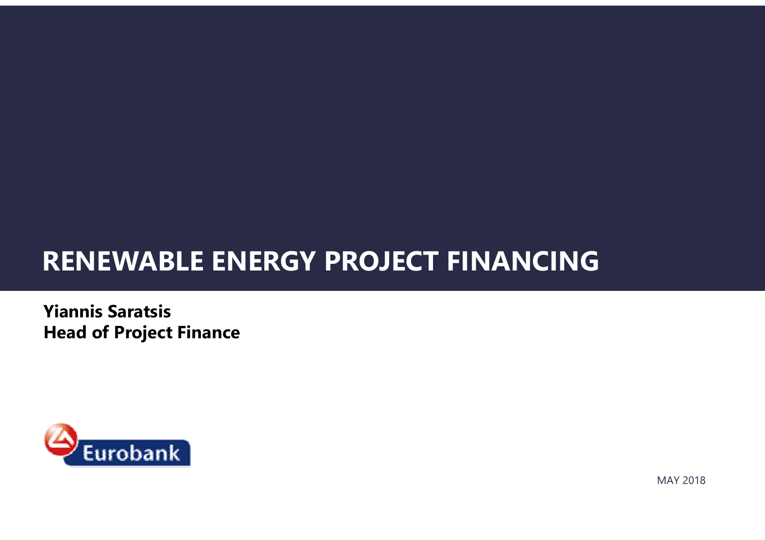# RENEWABLE ENERGY PROJECT FINANCING

**Yiannis Saratsis**
**Head of Project Finance**

Eurobank

MAY 2018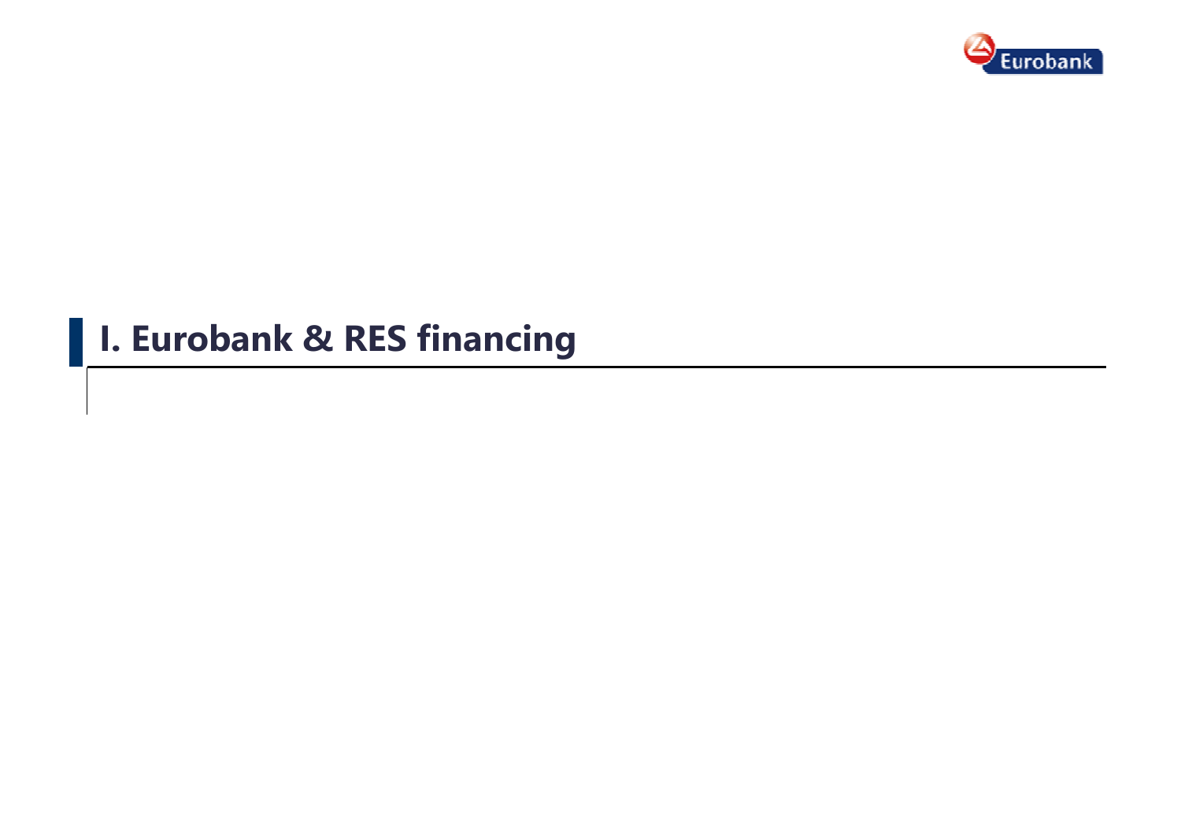# I. Eurobank & RES financing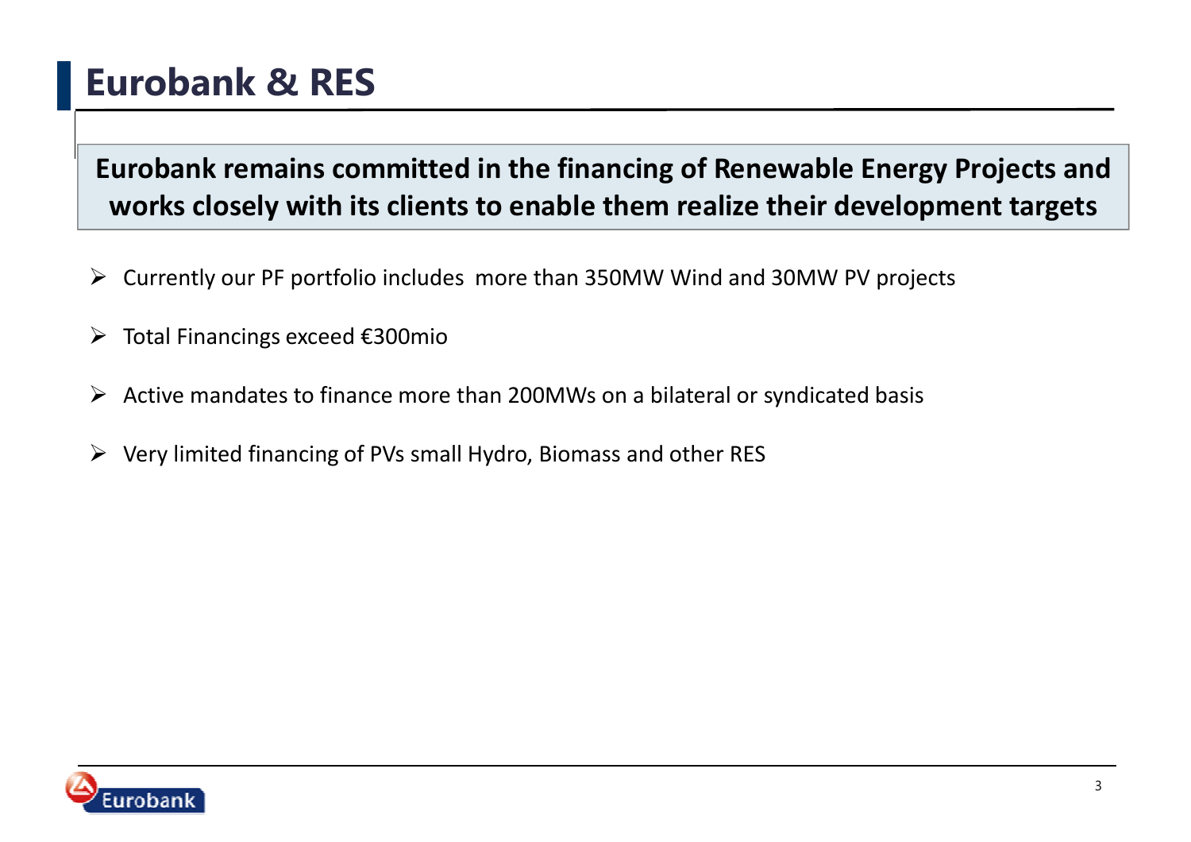# Eurobank & RES

**Eurobank remains committed in the financing of Renewable Energy Projects and works closely with its clients to enable them realize their development targets**

- Currently our PF portfolio includes more than 350MW Wind and 30MW PV projects
- Total Financings exceed €300mio
- Active mandates to finance more than 200MWs on a bilateral or syndicated basis
- Very limited financing of PVs small Hydro, Biomass and other RES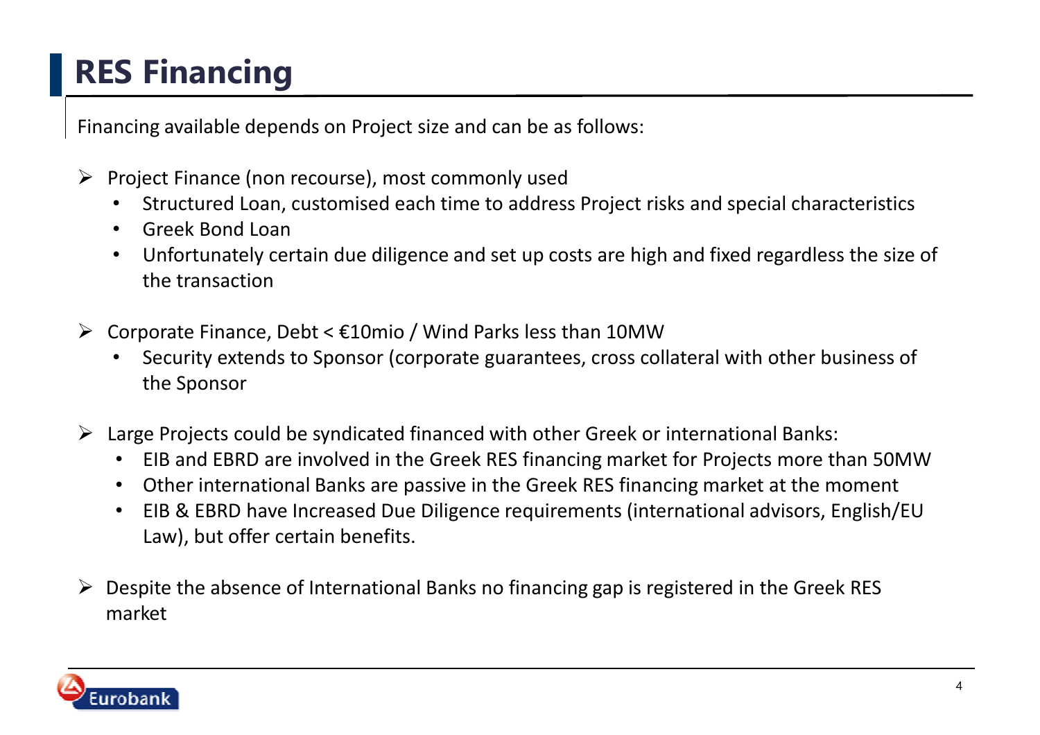# RES Financing

Financing available depends on Project size and can be as follows:

- Project Finance (non recourse), most commonly used
  - Structured Loan, customised each time to address Project risks and special characteristics
  - Greek Bond Loan
  - Unfortunately certain due diligence and set up costs are high and fixed regardless the size of the transaction

- Corporate Finance, Debt < €10mio / Wind Parks less than 10MW
  - Security extends to Sponsor (corporate guarantees, cross collateral with other business of the Sponsor

- Large Projects could be syndicated financed with other Greek or international Banks:
  - EIB and EBRD are involved in the Greek RES financing market for Projects more than 50MW
  - Other international Banks are passive in the Greek RES financing market at the moment
  - EIB & EBRD have Increased Due Diligence requirements (international advisors, English/EU Law), but offer certain benefits.

- Despite the absence of International Banks no financing gap is registered in the Greek RES market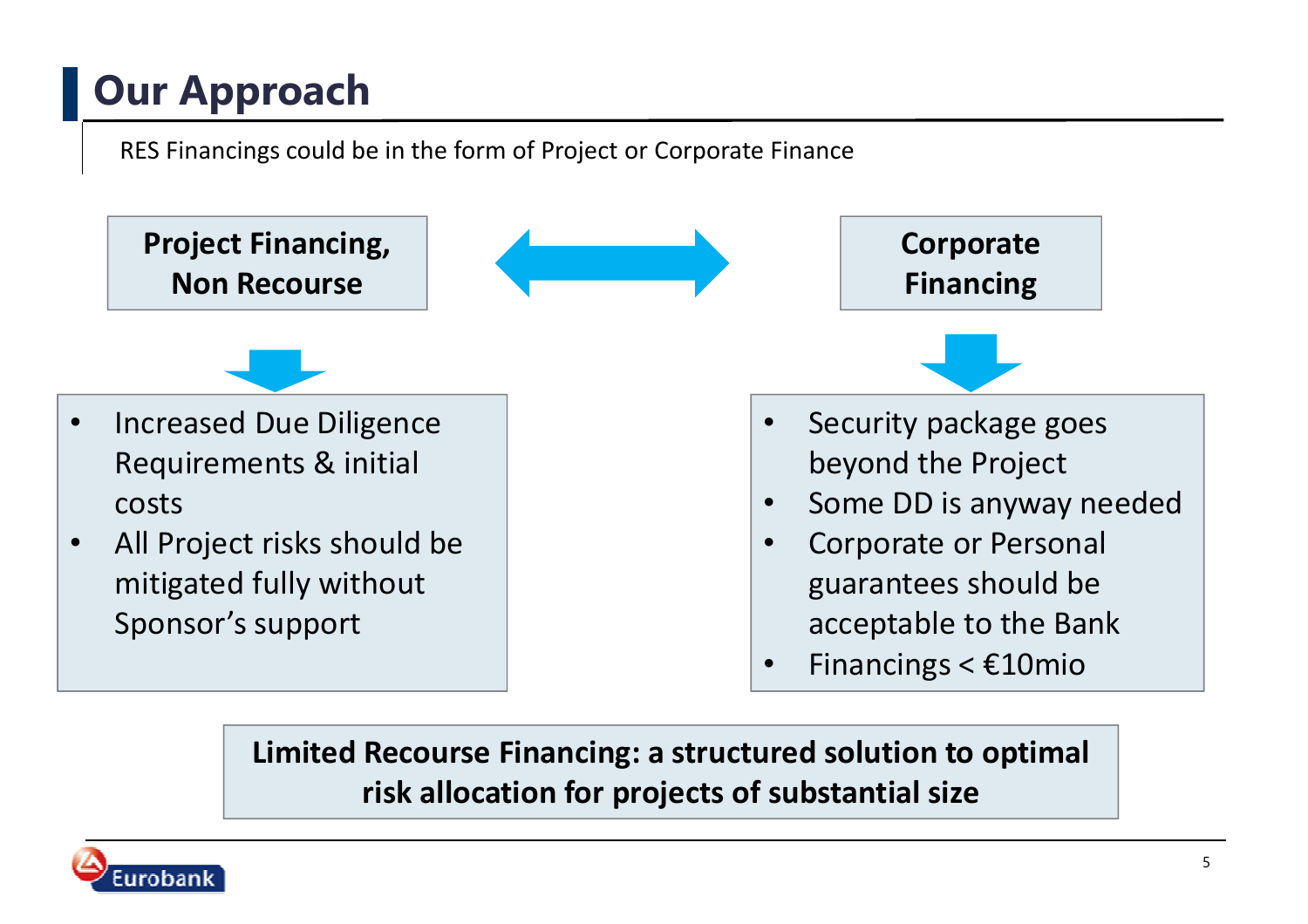# Our Approach

RES Financings could be in the form of Project or Corporate Finance

**Project Financing, Non Recourse**

- Increased Due Diligence Requirements & initial costs
- All Project risks should be mitigated fully without Sponsor's support

**Corporate Financing**

- Security package goes beyond the Project
- Some DD is anyway needed
- Corporate or Personal guarantees should be acceptable to the Bank
- Financings < €10mio

**Limited Recourse Financing: a structured solution to optimal risk allocation for projects of substantial size**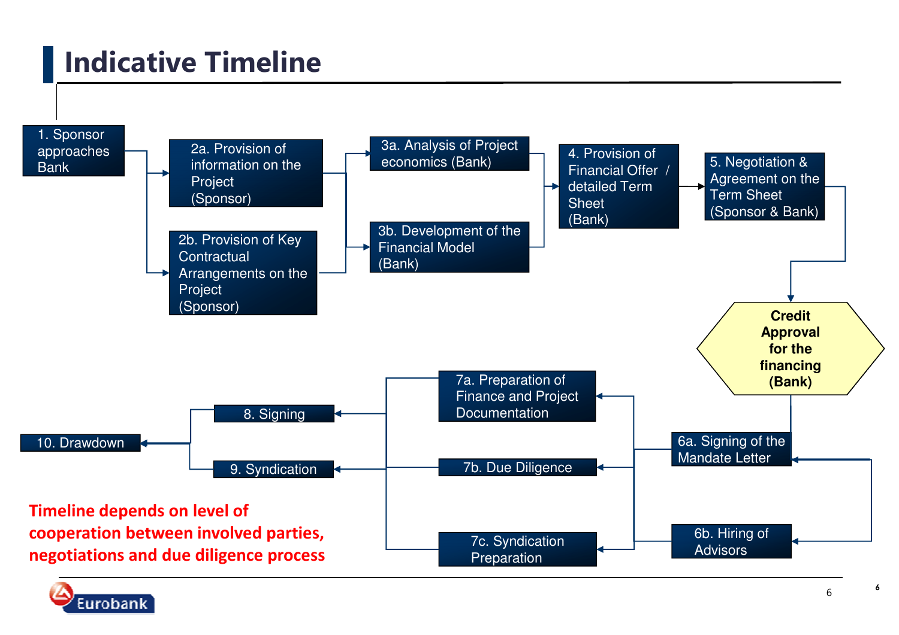# Indicative Timeline

1. Sponsor approaches Bank

2a. Provision of information on the Project (Sponsor)

2b. Provision of Key Contractual Arrangements on the Project (Sponsor)

3a. Analysis of Project economics (Bank)

3b. Development of the Financial Model (Bank)

4. Provision of Financial Offer / detailed Term Sheet (Bank)

5. Negotiation & Agreement on the Term Sheet (Sponsor & Bank)

**Credit Approval for the financing (Bank)**

6a. Signing of the Mandate Letter

6b. Hiring of Advisors

7a. Preparation of Finance and Project Documentation

7b. Due Diligence

7c. Syndication Preparation

8. Signing

9. Syndication

10. Drawdown

**Timeline depends on level of cooperation between involved parties, negotiations and due diligence process**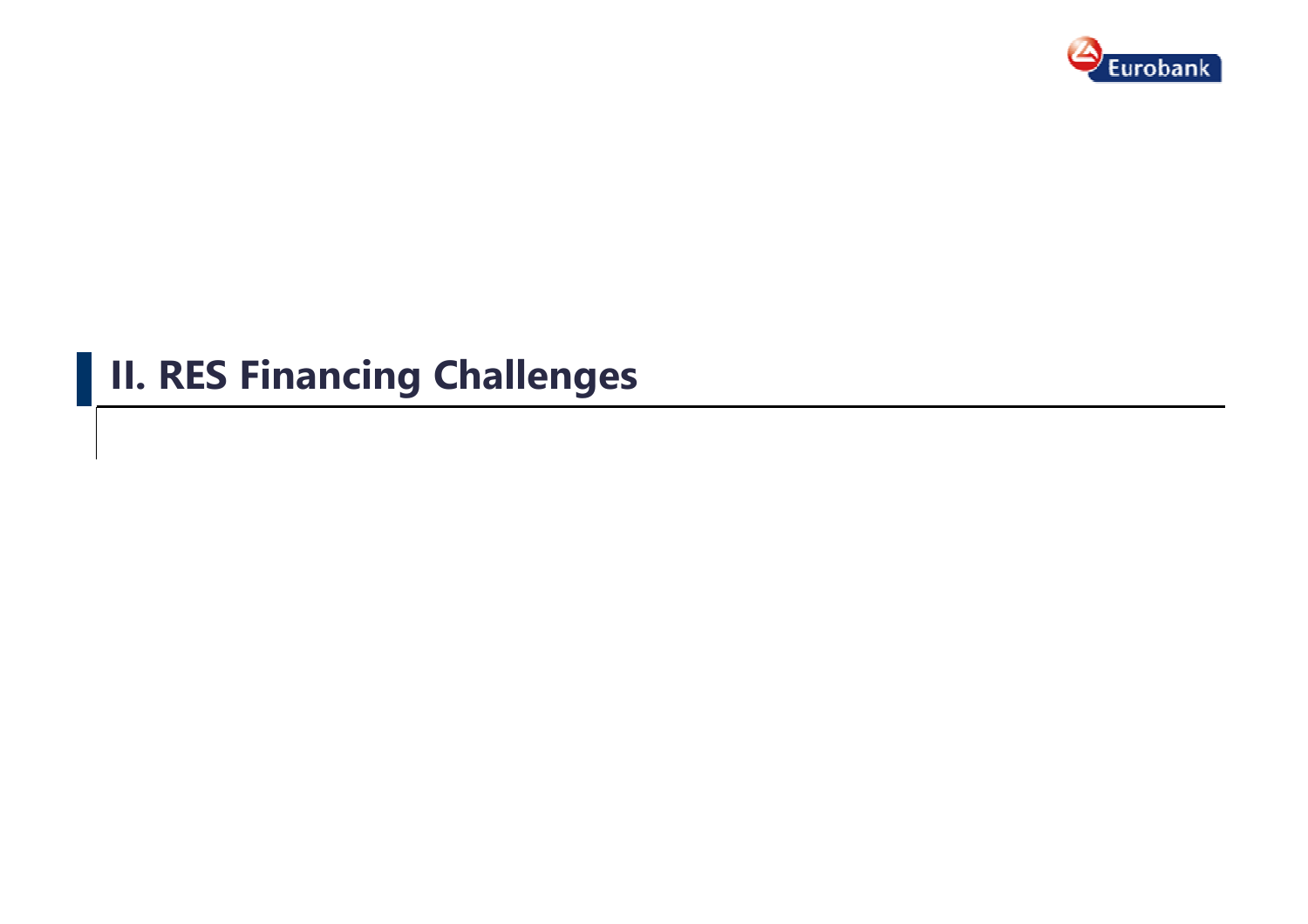## II. RES Financing Challenges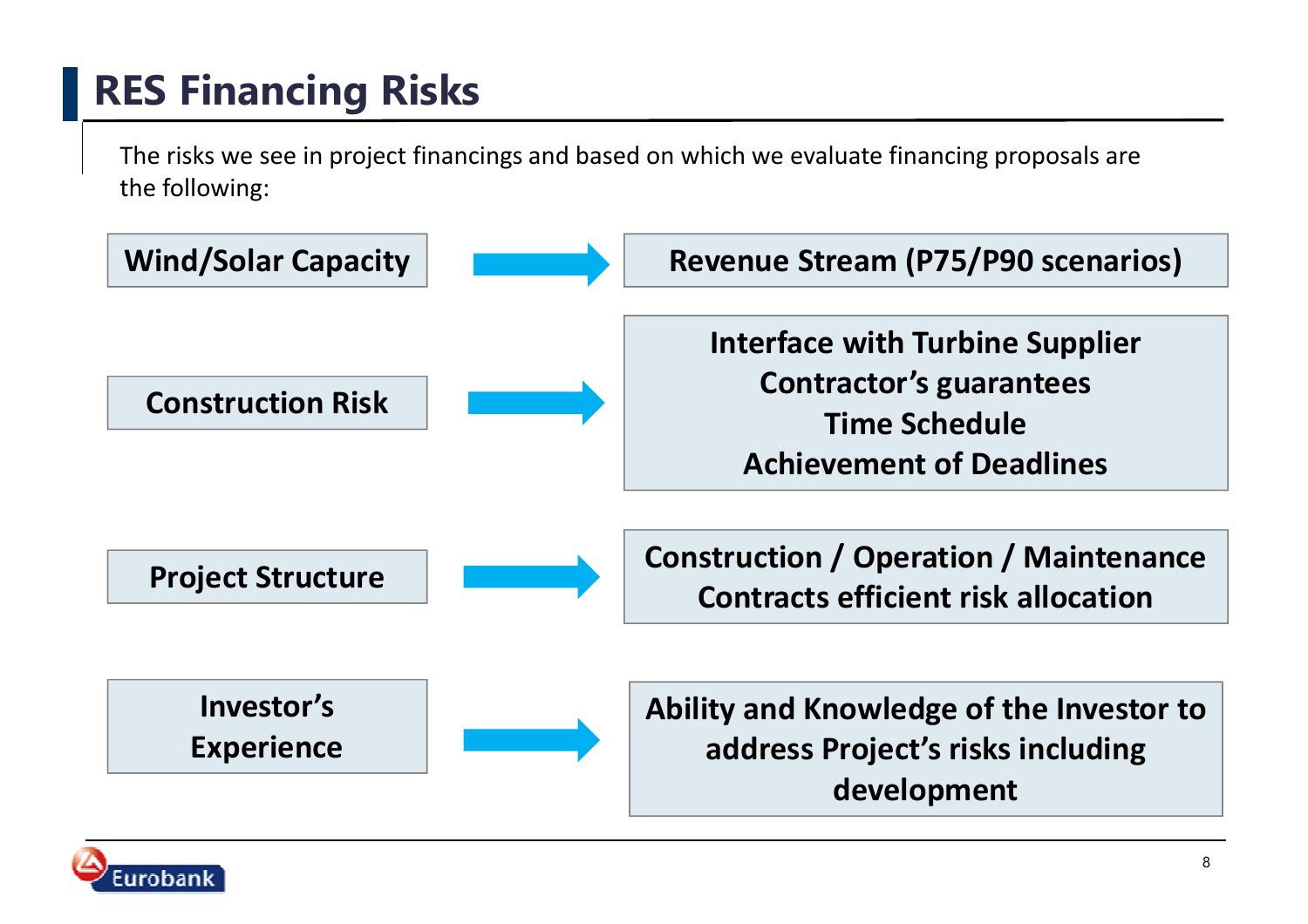# RES Financing Risks

The risks we see in project financings and based on which we evaluate financing proposals are the following:

| Risk | Evaluation |
| --- | --- |
| **Wind/Solar Capacity** | **Revenue Stream (P75/P90 scenarios)** |
| **Construction Risk** | **Interface with Turbine Supplier**<br>**Contractor's guarantees**<br>**Time Schedule**<br>**Achievement of Deadlines** |
| **Project Structure** | **Construction / Operation / Maintenance Contracts efficient risk allocation** |
| **Investor's Experience** | **Ability and Knowledge of the Investor to address Project's risks including development** |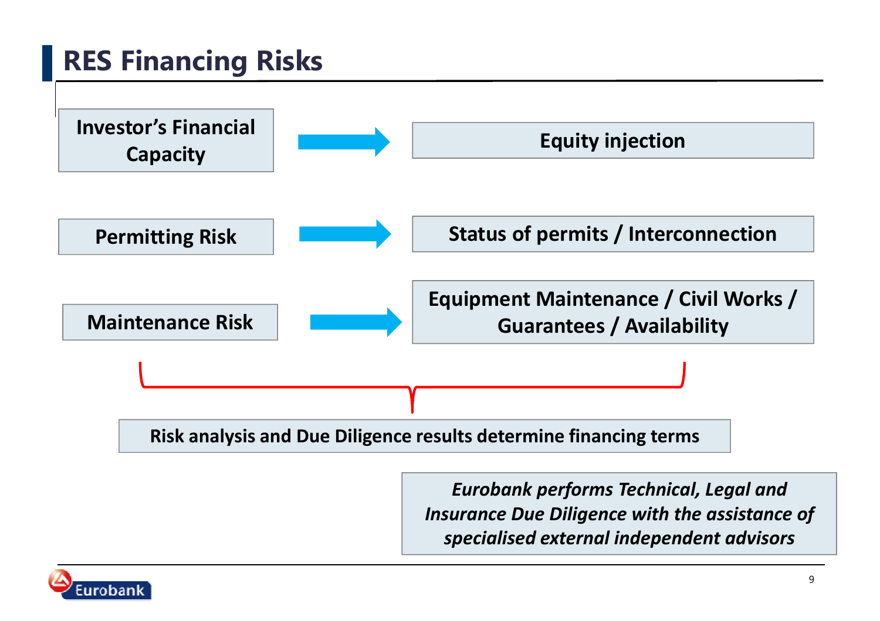# RES Financing Risks

- **Investor's Financial Capacity** → **Equity injection**
- **Permitting Risk** → **Status of permits / Interconnection**
- **Maintenance Risk** → **Equipment Maintenance / Civil Works / Guarantees / Availability**

**Risk analysis and Due Diligence results determine financing terms**

***Eurobank performs Technical, Legal and Insurance Due Diligence with the assistance of specialised external independent advisors***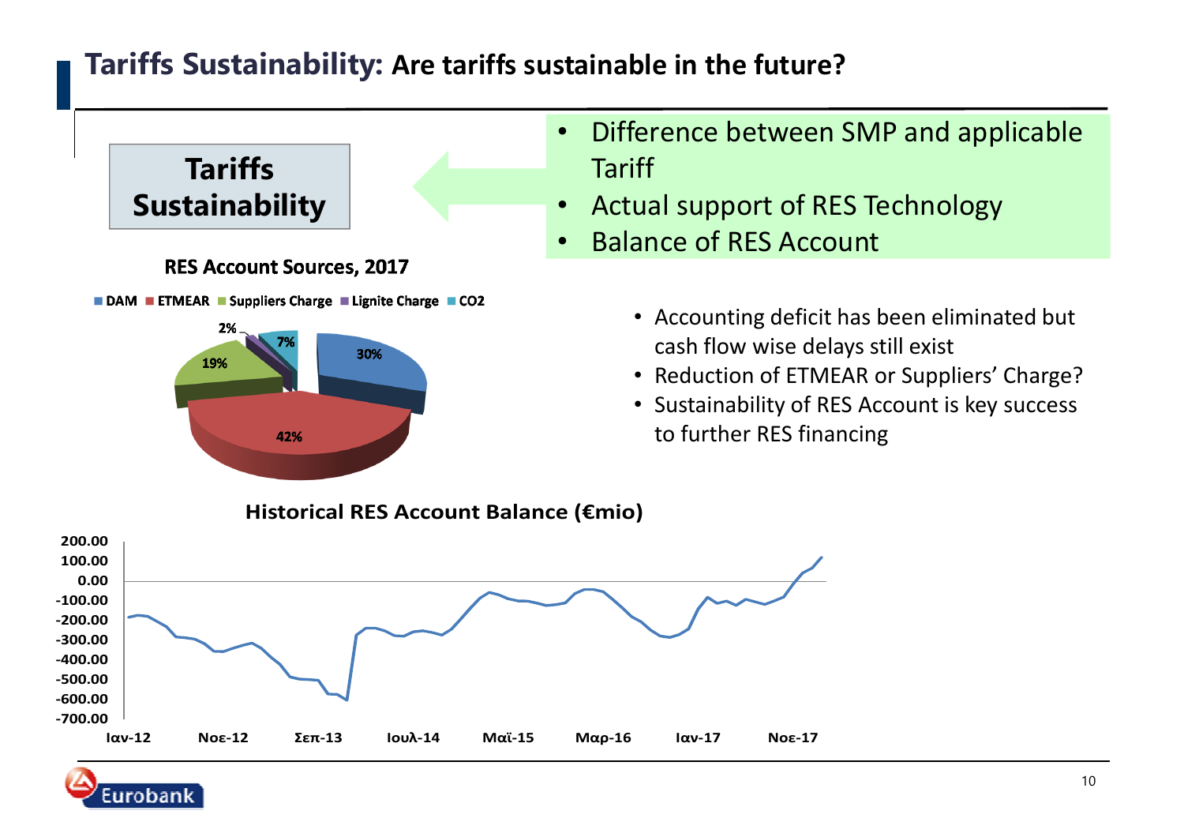# Tariffs Sustainability: Are tariffs sustainable in the future?

**Tariffs Sustainability**

- Difference between SMP and applicable Tariff
- Actual support of RES Technology
- Balance of RES Account

**RES Account Sources, 2017**

DAM | ETMEAR | Suppliers Charge | Lignite Charge | CO2

| Source | Share |
| --- | --- |
| DAM | 30% |
| ETMEAR | 42% |
| Suppliers Charge | 19% |
| Lignite Charge | 2% |
| CO2 | 7% |

- Accounting deficit has been eliminated but cash flow wise delays still exist
- Reduction of ETMEAR or Suppliers' Charge?
- Sustainability of RES Account is key success to further RES financing

**Historical RES Account Balance (€mio)**

Y-axis: 200.00, 100.00, 0.00, -100.00, -200.00, -300.00, -400.00, -500.00, -600.00, -700.00

X-axis: Ιαν-12, Νοε-12, Σεπ-13, Ιουλ-14, Μαϊ-15, Μαρ-16, Ιαν-17, Νοε-17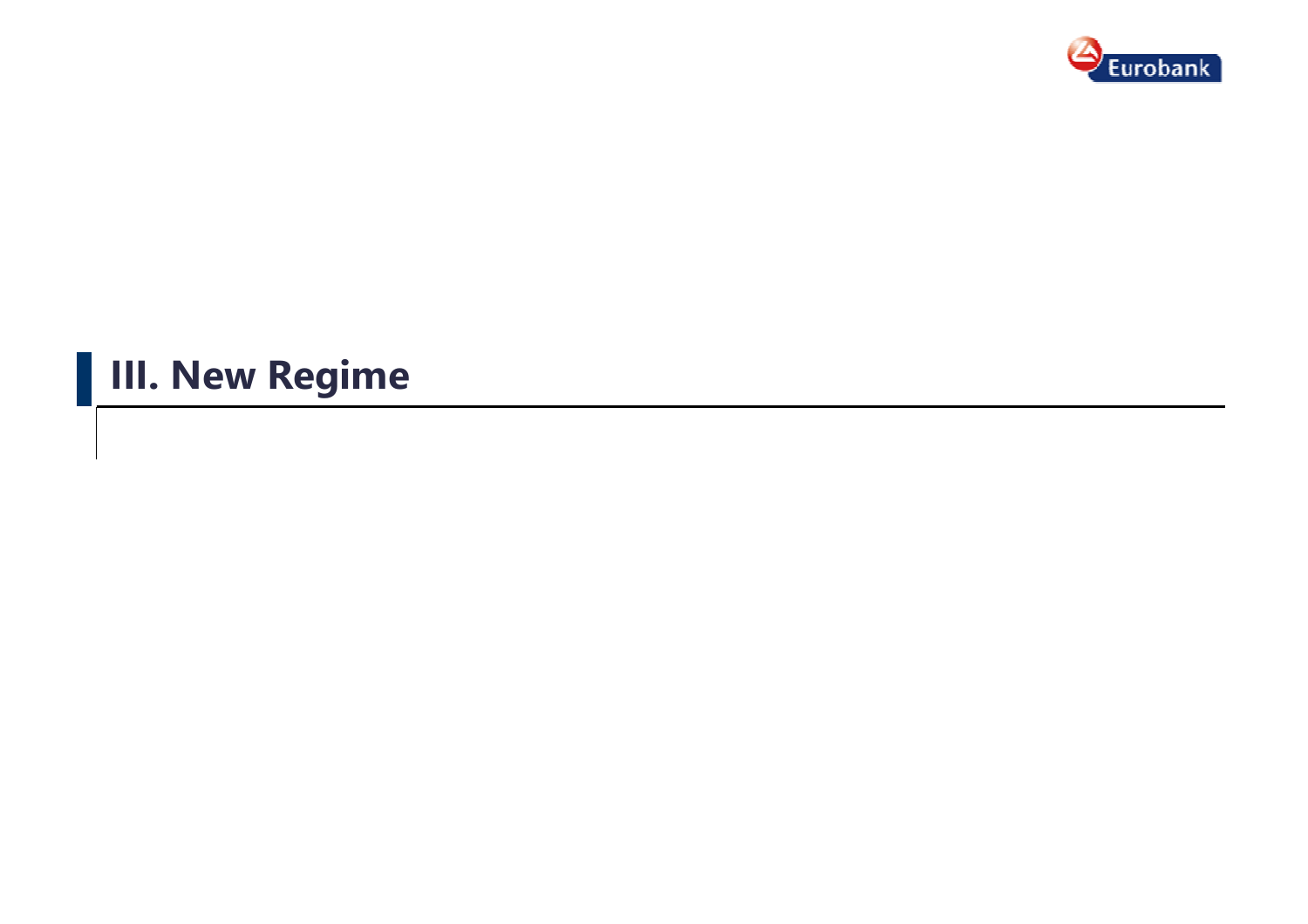## III. New Regime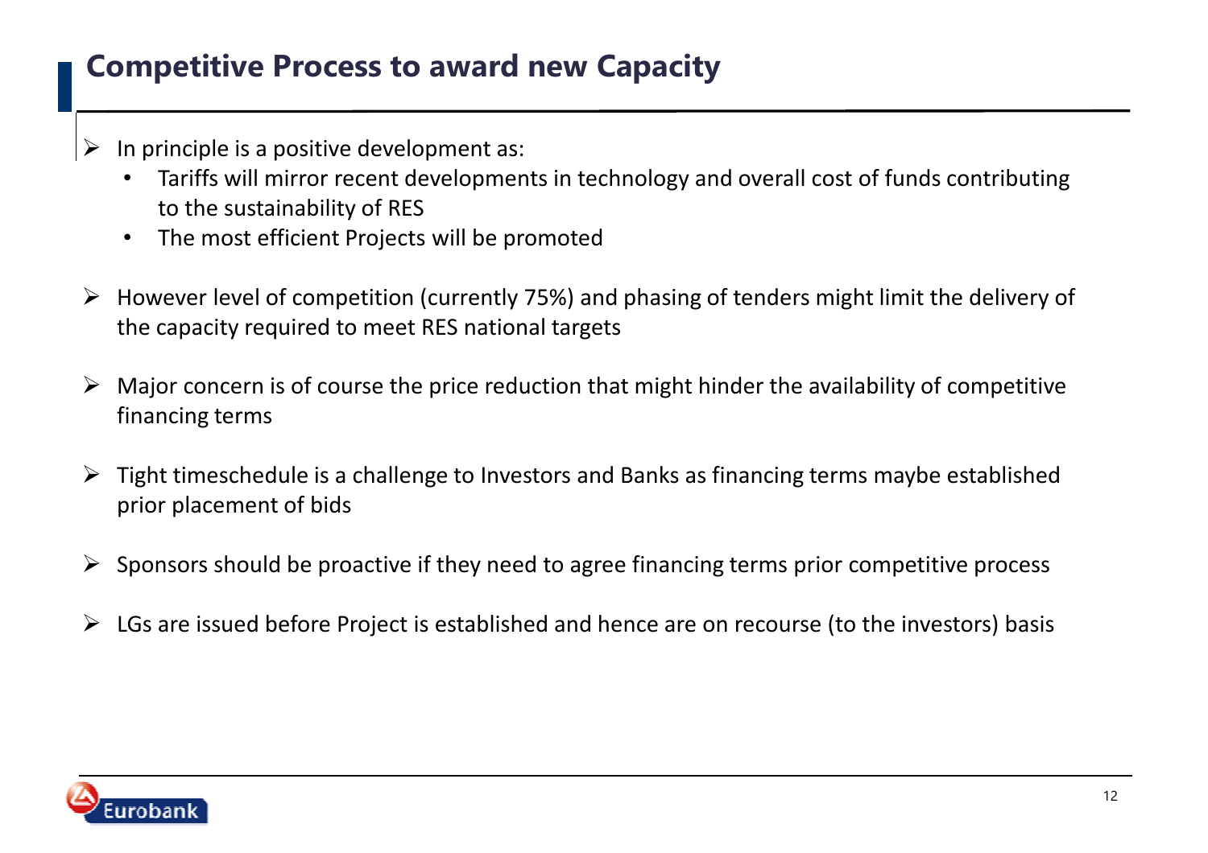# Competitive Process to award new Capacity

- In principle is a positive development as:
  - Tariffs will mirror recent developments in technology and overall cost of funds contributing to the sustainability of RES
  - The most efficient Projects will be promoted
- However level of competition (currently 75%) and phasing of tenders might limit the delivery of the capacity required to meet RES national targets
- Major concern is of course the price reduction that might hinder the availability of competitive financing terms
- Tight timeschedule is a challenge to Investors and Banks as financing terms maybe established prior placement of bids
- Sponsors should be proactive if they need to agree financing terms prior competitive process
- LGs are issued before Project is established and hence are on recourse (to the investors) basis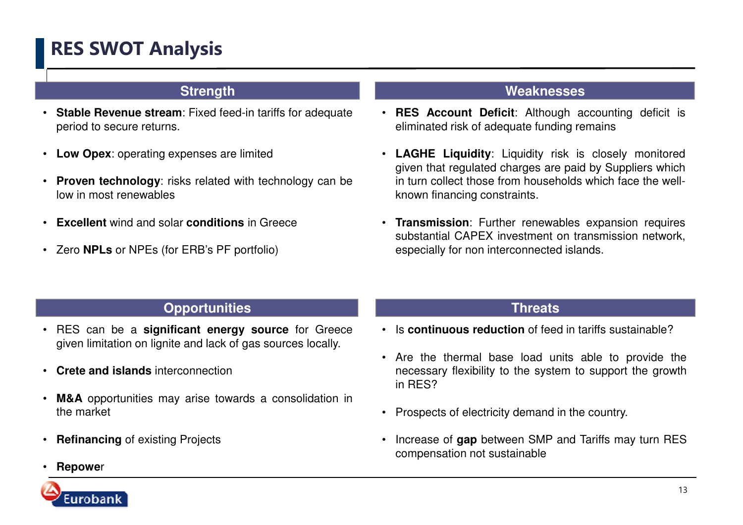# RES SWOT Analysis

## Strength

- **Stable Revenue stream**: Fixed feed-in tariffs for adequate period to secure returns.
- **Low Opex**: operating expenses are limited
- **Proven technology**: risks related with technology can be low in most renewables
- **Excellent** wind and solar **conditions** in Greece
- Zero **NPLs** or NPEs (for ERB's PF portfolio)

## Weaknesses

- **RES Account Deficit**: Although accounting deficit is eliminated risk of adequate funding remains
- **LAGHE Liquidity**: Liquidity risk is closely monitored given that regulated charges are paid by Suppliers which in turn collect those from households which face the well-known financing constraints.
- **Transmission**: Further renewables expansion requires substantial CAPEX investment on transmission network, especially for non interconnected islands.

## Opportunities

- RES can be a **significant energy source** for Greece given limitation on lignite and lack of gas sources locally.
- **Crete and islands** interconnection
- **M&A** opportunities may arise towards a consolidation in the market
- **Refinancing** of existing Projects
- **Repowe**r

## Threats

- Is **continuous reduction** of feed in tariffs sustainable?
- Are the thermal base load units able to provide the necessary flexibility to the system to support the growth in RES?
- Prospects of electricity demand in the country.
- Increase of **gap** between SMP and Tariffs may turn RES compensation not sustainable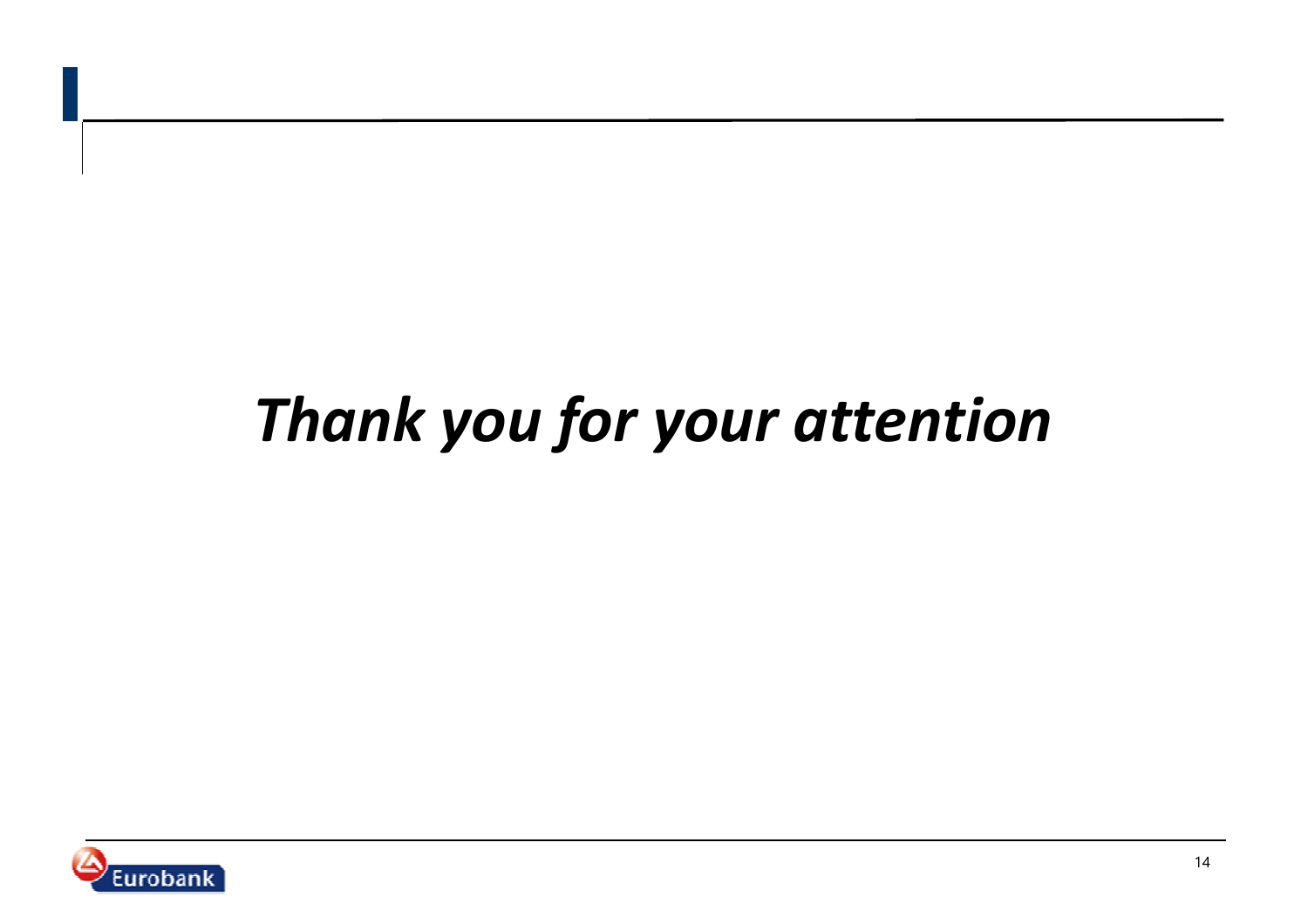*Thank you for your attention*